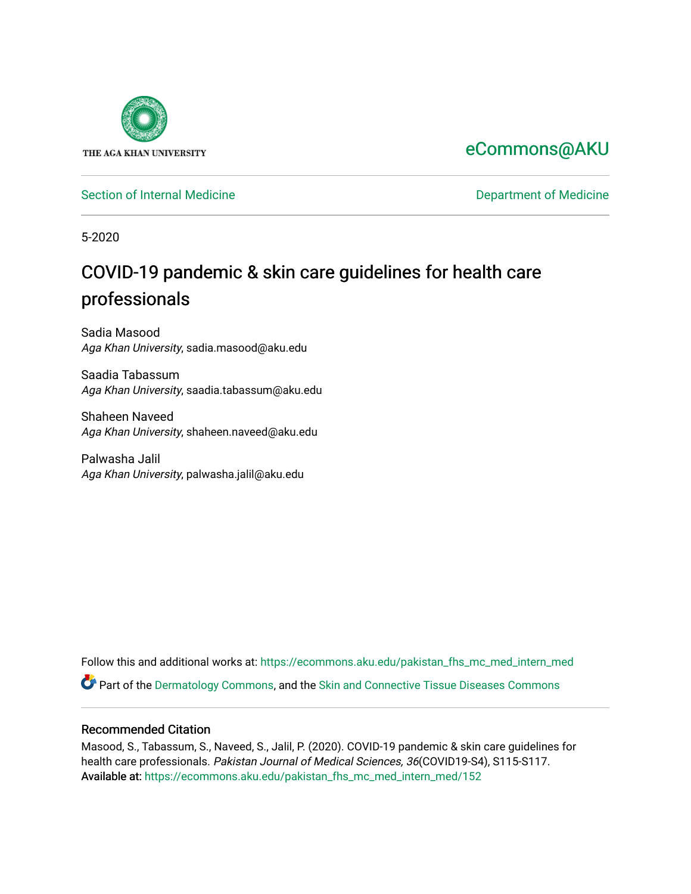THE AGA KHAN UNIVERSITY

eCommons@AKU

Section of Internal Medicine

Department of Medicine

5-2020

# COVID-19 pandemic & skin care guidelines for health care professionals

Sadia Masood
*Aga Khan University*, sadia.masood@aku.edu

Saadia Tabassum
*Aga Khan University*, saadia.tabassum@aku.edu

Shaheen Naveed
*Aga Khan University*, shaheen.naveed@aku.edu

Palwasha Jalil
*Aga Khan University*, palwasha.jalil@aku.edu

Follow this and additional works at: https://ecommons.aku.edu/pakistan_fhs_mc_med_intern_med

Part of the Dermatology Commons, and the Skin and Connective Tissue Diseases Commons

### Recommended Citation

Masood, S., Tabassum, S., Naveed, S., Jalil, P. (2020). COVID-19 pandemic & skin care guidelines for health care professionals. *Pakistan Journal of Medical Sciences, 36*(COVID19-S4), S115-S117.
Available at: https://ecommons.aku.edu/pakistan_fhs_mc_med_intern_med/152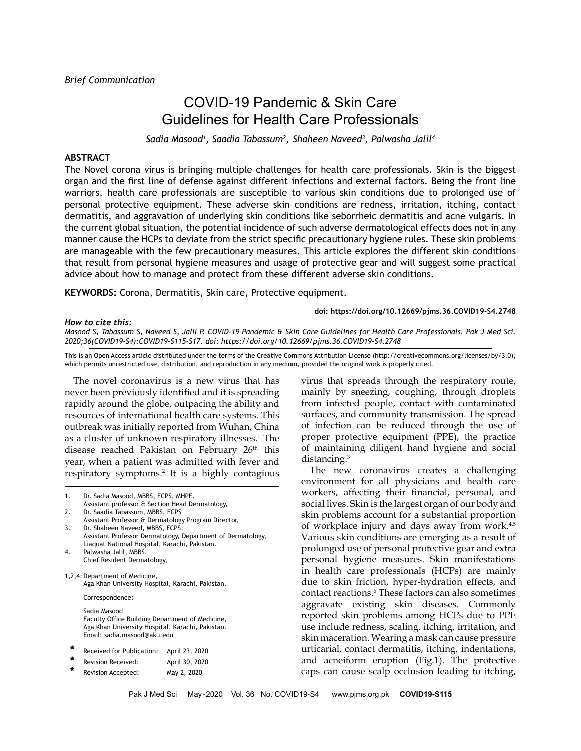*Brief Communication*

# COVID-19 Pandemic & Skin Care Guidelines for Health Care Professionals

*Sadia Masood[1], Saadia Tabassum[2], Shaheen Naveed[3], Palwasha Jalil[4]*

## ABSTRACT

The Novel corona virus is bringing multiple challenges for health care professionals. Skin is the biggest organ and the first line of defense against different infections and external factors. Being the front line warriors, health care professionals are susceptible to various skin conditions due to prolonged use of personal protective equipment. These adverse skin conditions are redness, irritation, itching, contact dermatitis, and aggravation of underlying skin conditions like seborrheic dermatitis and acne vulgaris. In the current global situation, the potential incidence of such adverse dermatological effects does not in any manner cause the HCPs to deviate from the strict specific precautionary hygiene rules. These skin problems are manageable with the few precautionary measures. This article explores the different skin conditions that result from personal hygiene measures and usage of protective gear and will suggest some practical advice about how to manage and protect from these different adverse skin conditions.

**KEYWORDS:** Corona, Dermatitis, Skin care, Protective equipment.

**doi: https://doi.org/10.12669/pjms.36.COVID19-S4.2748**

***How to cite this:***
*Masood S, Tabassum S, Naveed S, Jalil P. COVID-19 Pandemic & Skin Care Guidelines for Health Care Professionals. Pak J Med Sci. 2020;36(COVID19-S4):COVID19-S115-S17. doi: https://doi.org/10.12669/pjms.36.COVID19-S4.2748*

This is an Open Access article distributed under the terms of the Creative Commons Attribution License (http://creativecommons.org/licenses/by/3.0), which permits unrestricted use, distribution, and reproduction in any medium, provided the original work is properly cited.

The novel coronavirus is a new virus that has never been previously identified and it is spreading rapidly around the globe, outpacing the ability and resources of international health care systems. This outbreak was initially reported from Wuhan, China as a cluster of unknown respiratory illnesses.[1] The disease reached Pakistan on February 26th this year, when a patient was admitted with fever and respiratory symptoms.[2] It is a highly contagious virus that spreads through the respiratory route, mainly by sneezing, coughing, through droplets from infected people, contact with contaminated surfaces, and community transmission. The spread of infection can be reduced through the use of proper protective equipment (PPE), the practice of maintaining diligent hand hygiene and social distancing.[3]

The new coronavirus creates a challenging environment for all physicians and health care workers, affecting their financial, personal, and social lives. Skin is the largest organ of our body and skin problems account for a substantial proportion of workplace injury and days away from work.[4,5] Various skin conditions are emerging as a result of prolonged use of personal protective gear and extra personal hygiene measures. Skin manifestations in health care professionals (HCPs) are mainly due to skin friction, hyper-hydration effects, and contact reactions.[6] These factors can also sometimes aggravate existing skin diseases. Commonly reported skin problems among HCPs due to PPE use include redness, scaling, itching, irritation, and skin maceration. Wearing a mask can cause pressure urticarial, contact dermatitis, itching, indentations, and acneiform eruption (Fig.1). The protective caps can cause scalp occlusion leading to itching,

1. Dr. Sadia Masood, MBBS, FCPS, MHPE.
   Assistant professor & Section Head Dermatology,
2. Dr. Saadia Tabassum, MBBS, FCPS
   Assistant Professor & Dermatology Program Director,
3. Dr. Shaheen Naveed, MBBS, FCPS.
   Assistant Professor Dermatology, Department of Dermatology, Liaquat National Hospital, Karachi, Pakistan.
4. Palwasha Jalil, MBBS.
   Chief Resident Dermatology,

1,2,4: Department of Medicine,
Aga Khan University Hospital, Karachi, Pakistan.

Correspondence:

Sadia Masood
Faculty Office Building Department of Medicine,
Aga Khan University Hospital, Karachi, Pakistan.
Email: sadia.masood@aku.edu

| | | |
|---|---|---|
| * | Received for Publication: | April 23, 2020 |
| * | Revision Received: | April 30, 2020 |
| * | Revision Accepted: | May 2, 2020 |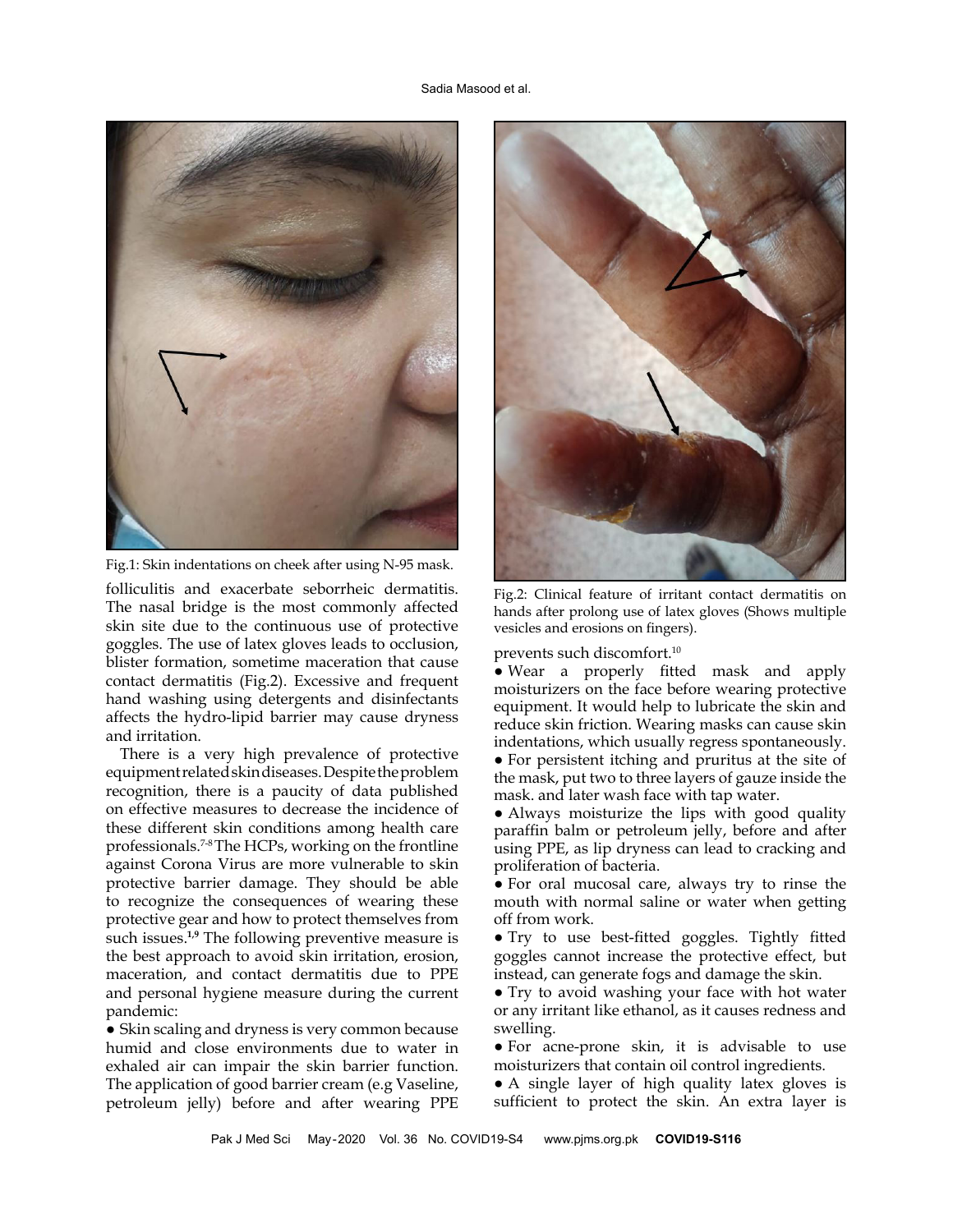Fig.1: Skin indentations on cheek after using N-95 mask.

Fig.2: Clinical feature of irritant contact dermatitis on hands after prolong use of latex gloves (Shows multiple vesicles and erosions on fingers).

folliculitis and exacerbate seborrheic dermatitis. The nasal bridge is the most commonly affected skin site due to the continuous use of protective goggles. The use of latex gloves leads to occlusion, blister formation, sometime maceration that cause contact dermatitis (Fig.2). Excessive and frequent hand washing using detergents and disinfectants affects the hydro-lipid barrier may cause dryness and irritation.

There is a very high prevalence of protective equipment related skin diseases. Despite the problem recognition, there is a paucity of data published on effective measures to decrease the incidence of these different skin conditions among health care professionals.[7-8] The HCPs, working on the frontline against Corona Virus are more vulnerable to skin protective barrier damage. They should be able to recognize the consequences of wearing these protective gear and how to protect themselves from such issues.[1,9] The following preventive measure is the best approach to avoid skin irritation, erosion, maceration, and contact dermatitis due to PPE and personal hygiene measure during the current pandemic:

- Skin scaling and dryness is very common because humid and close environments due to water in exhaled air can impair the skin barrier function. The application of good barrier cream (e.g Vaseline, petroleum jelly) before and after wearing PPE prevents such discomfort.[10]
- Wear a properly fitted mask and apply moisturizers on the face before wearing protective equipment. It would help to lubricate the skin and reduce skin friction. Wearing masks can cause skin indentations, which usually regress spontaneously.
- For persistent itching and pruritus at the site of the mask, put two to three layers of gauze inside the mask. and later wash face with tap water.
- Always moisturize the lips with good quality paraffin balm or petroleum jelly, before and after using PPE, as lip dryness can lead to cracking and proliferation of bacteria.
- For oral mucosal care, always try to rinse the mouth with normal saline or water when getting off from work.
- Try to use best-fitted goggles. Tightly fitted goggles cannot increase the protective effect, but instead, can generate fogs and damage the skin.
- Try to avoid washing your face with hot water or any irritant like ethanol, as it causes redness and swelling.
- For acne-prone skin, it is advisable to use moisturizers that contain oil control ingredients.
- A single layer of high quality latex gloves is sufficient to protect the skin. An extra layer is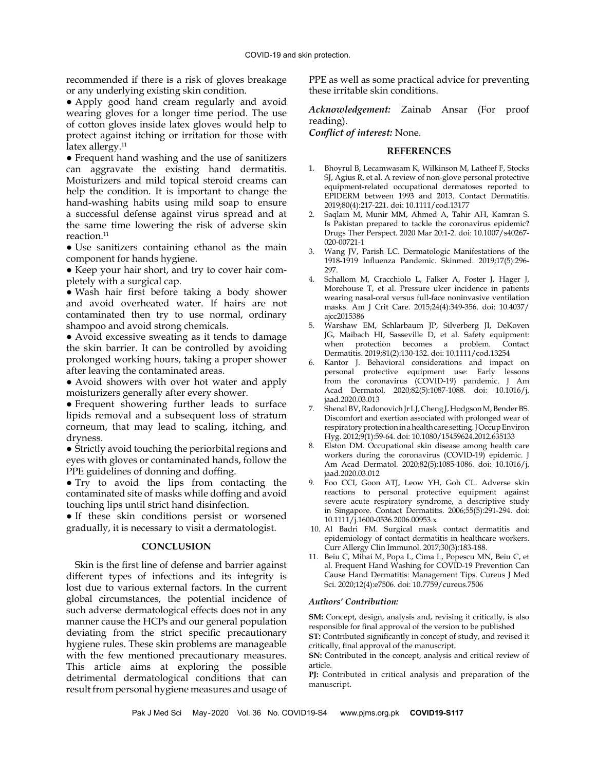recommended if there is a risk of gloves breakage or any underlying existing skin condition.

- Apply good hand cream regularly and avoid wearing gloves for a longer time period. The use of cotton gloves inside latex gloves would help to protect against itching or irritation for those with latex allergy.[11]
- Frequent hand washing and the use of sanitizers can aggravate the existing hand dermatitis. Moisturizers and mild topical steroid creams can help the condition. It is important to change the hand-washing habits using mild soap to ensure a successful defense against virus spread and at the same time lowering the risk of adverse skin reaction.[11]
- Use sanitizers containing ethanol as the main component for hands hygiene.
- Keep your hair short, and try to cover hair completely with a surgical cap.
- Wash hair first before taking a body shower and avoid overheated water. If hairs are not contaminated then try to use normal, ordinary shampoo and avoid strong chemicals.
- Avoid excessive sweating as it tends to damage the skin barrier. It can be controlled by avoiding prolonged working hours, taking a proper shower after leaving the contaminated areas.
- Avoid showers with over hot water and apply moisturizers generally after every shower.
- Frequent showering further leads to surface lipids removal and a subsequent loss of stratum corneum, that may lead to scaling, itching, and dryness.
- Strictly avoid touching the periorbital regions and eyes with gloves or contaminated hands, follow the PPE guidelines of donning and doffing.
- Try to avoid the lips from contacting the contaminated site of masks while doffing and avoid touching lips until strict hand disinfection.
- If these skin conditions persist or worsened gradually, it is necessary to visit a dermatologist.

## CONCLUSION

Skin is the first line of defense and barrier against different types of infections and its integrity is lost due to various external factors. In the current global circumstances, the potential incidence of such adverse dermatological effects does not in any manner cause the HCPs and our general population deviating from the strict specific precautionary hygiene rules. These skin problems are manageable with the few mentioned precautionary measures. This article aims at exploring the possible detrimental dermatological conditions that can result from personal hygiene measures and usage of PPE as well as some practical advice for preventing these irritable skin conditions.

***Acknowledgement:*** Zainab Ansar (For proof reading).

***Conflict of interest:*** None.

## REFERENCES

1. Bhoyrul B, Lecamwasam K, Wilkinson M, Latheef F, Stocks SJ, Agius R, et al. A review of non-glove personal protective equipment-related occupational dermatoses reported to EPIDERM between 1993 and 2013. Contact Dermatitis. 2019;80(4):217-221. doi: 10.1111/cod.13177
2. Saqlain M, Munir MM, Ahmed A, Tahir AH, Kamran S. Is Pakistan prepared to tackle the coronavirus epidemic? Drugs Ther Perspect. 2020 Mar 20:1-2. doi: 10.1007/s40267-020-00721-1
3. Wang JV, Parish LC. Dermatologic Manifestations of the 1918-1919 Influenza Pandemic. Skinmed. 2019;17(5):296-297.
4. Schallom M, Cracchiolo L, Falker A, Foster J, Hager J, Morehouse T, et al. Pressure ulcer incidence in patients wearing nasal-oral versus full-face noninvasive ventilation masks. Am J Crit Care. 2015;24(4):349-356. doi: 10.4037/ajcc2015386
5. Warshaw EM, Schlarbaum JP, Silverberg JI, DeKoven JG, Maibach HI, Sasseville D, et al. Safety equipment: when protection becomes a problem. Contact Dermatitis. 2019;81(2):130-132. doi: 10.1111/cod.13254
6. Kantor J. Behavioral considerations and impact on personal protective equipment use: Early lessons from the coronavirus (COVID-19) pandemic. J Am Acad Dermatol. 2020;82(5):1087-1088. doi: 10.1016/j.jaad.2020.03.013
7. Shenal BV, Radonovich Jr LJ, Cheng J, Hodgson M, Bender BS. Discomfort and exertion associated with prolonged wear of respiratory protection in a health care setting. J Occup Environ Hyg. 2012;9(1):59-64. doi: 10.1080/15459624.2012.635133
8. Elston DM. Occupational skin disease among health care workers during the coronavirus (COVID-19) epidemic. J Am Acad Dermatol. 2020;82(5):1085-1086. doi: 10.1016/j.jaad.2020.03.012
9. Foo CCI, Goon ATJ, Leow YH, Goh CL. Adverse skin reactions to personal protective equipment against severe acute respiratory syndrome, a descriptive study in Singapore. Contact Dermatitis. 2006;55(5):291-294. doi: 10.1111/j.1600-0536.2006.00953.x
10. Al Badri FM. Surgical mask contact dermatitis and epidemiology of contact dermatitis in healthcare workers. Curr Allergy Clin Immunol. 2017;30(3):183-188.
11. Beiu C, Mihai M, Popa L, Cima L, Popescu MN, Beiu C, et al. Frequent Hand Washing for COVID-19 Prevention Can Cause Hand Dermatitis: Management Tips. Cureus J Med Sci. 2020;12(4):e7506. doi: 10.7759/cureus.7506

***Authors' Contribution:***

**SM:** Concept, design, analysis and, revising it critically, is also responsible for final approval of the version to be published

**ST:** Contributed significantly in concept of study, and revised it critically, final approval of the manuscript.

**SN:** Contributed in the concept, analysis and critical review of article.

**PJ:** Contributed in critical analysis and preparation of the manuscript.